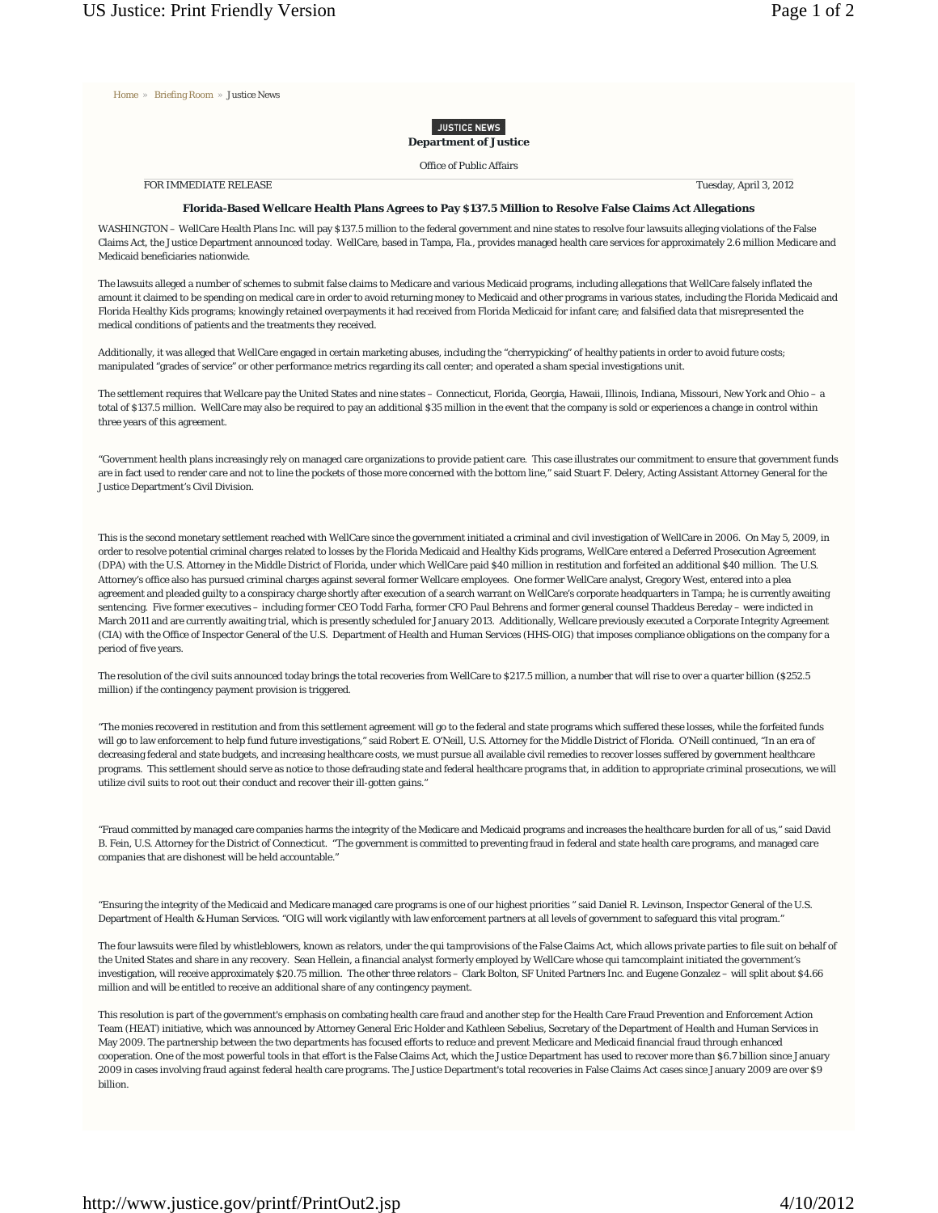Home » Briefing Room » Justice News

JUSTICE NEWS

**Department of Justice**

Office of Public Affairs

FOR IMMEDIATE RELEASE Tuesday, April 3, 2012

### Florida-Based Wellcare Health Plans Agrees to Pay $137.5 Million to Resolve False Claims Act Allegations

WASHINGTON – WellCare Health Plans Inc. will pay $137.5 million to the federal government and nine states to resolve four lawsuits alleging violations of the False Claims Act, the Justice Department announced today. WellCare, based in Tampa, Fla., provides managed health care services for approximately 2.6 million Medicare and Medicaid beneficiaries nationwide.

The lawsuits alleged a number of schemes to submit false claims to Medicare and various Medicaid programs, including allegations that WellCare falsely inflated the amount it claimed to be spending on medical care in order to avoid returning money to Medicaid and other programs in various states, including the Florida Medicaid and Florida Healthy Kids programs; knowingly retained overpayments it had received from Florida Medicaid for infant care; and falsified data that misrepresented the medical conditions of patients and the treatments they received.

Additionally, it was alleged that WellCare engaged in certain marketing abuses, including the "cherrypicking" of healthy patients in order to avoid future costs; manipulated "grades of service" or other performance metrics regarding its call center; and operated a sham special investigations unit.

The settlement requires that Wellcare pay the United States and nine states – Connecticut, Florida, Georgia, Hawaii, Illinois, Indiana, Missouri, New York and Ohio – a total of $137.5 million. WellCare may also be required to pay an additional $35 million in the event that the company is sold or experiences a change in control within three years of this agreement.

"Government health plans increasingly rely on managed care organizations to provide patient care. This case illustrates our commitment to ensure that government funds are in fact used to render care and not to line the pockets of those more concerned with the bottom line," said Stuart F. Delery, Acting Assistant Attorney General for the Justice Department's Civil Division.

This is the second monetary settlement reached with WellCare since the government initiated a criminal and civil investigation of WellCare in 2006. On May 5, 2009, in order to resolve potential criminal charges related to losses by the Florida Medicaid and Healthy Kids programs, WellCare entered a Deferred Prosecution Agreement (DPA) with the U.S. Attorney in the Middle District of Florida, under which WellCare paid $40 million in restitution and forfeited an additional $40 million. The U.S. Attorney's office also has pursued criminal charges against several former Wellcare employees. One former WellCare analyst, Gregory West, entered into a plea agreement and pleaded guilty to a conspiracy charge shortly after execution of a search warrant on WellCare's corporate headquarters in Tampa; he is currently awaiting sentencing. Five former executives – including former CEO Todd Farha, former CFO Paul Behrens and former general counsel Thaddeus Bereday – were indicted in March 2011 and are currently awaiting trial, which is presently scheduled for January 2013. Additionally, Wellcare previously executed a Corporate Integrity Agreement (CIA) with the Office of Inspector General of the U.S. Department of Health and Human Services (HHS-OIG) that imposes compliance obligations on the company for a period of five years.

The resolution of the civil suits announced today brings the total recoveries from WellCare to $217.5 million, a number that will rise to over a quarter billion ($252.5 million) if the contingency payment provision is triggered.

"The monies recovered in restitution and from this settlement agreement will go to the federal and state programs which suffered these losses, while the forfeited funds will go to law enforcement to help fund future investigations," said Robert E. O'Neill, U.S. Attorney for the Middle District of Florida. O'Neill continued, "In an era of decreasing federal and state budgets, and increasing healthcare costs, we must pursue all available civil remedies to recover losses suffered by government healthcare programs. This settlement should serve as notice to those defrauding state and federal healthcare programs that, in addition to appropriate criminal prosecutions, we will utilize civil suits to root out their conduct and recover their ill-gotten gains."

"Fraud committed by managed care companies harms the integrity of the Medicare and Medicaid programs and increases the healthcare burden for all of us," said David B. Fein, U.S. Attorney for the District of Connecticut. "The government is committed to preventing fraud in federal and state health care programs, and managed care companies that are dishonest will be held accountable."

"Ensuring the integrity of the Medicaid and Medicare managed care programs is one of our highest priorities " said Daniel R. Levinson, Inspector General of the U.S. Department of Health & Human Services. "OIG will work vigilantly with law enforcement partners at all levels of government to safeguard this vital program."

The four lawsuits were filed by whistleblowers, known as relators, under the qui tamprovisions of the False Claims Act, which allows private parties to file suit on behalf of the United States and share in any recovery. Sean Hellein, a financial analyst formerly employed by WellCare whose qui tamcomplaint initiated the government's investigation, will receive approximately $20.75 million. The other three relators – Clark Bolton, SF United Partners Inc. and Eugene Gonzalez – will split about $4.66 million and will be entitled to receive an additional share of any contingency payment.

This resolution is part of the government's emphasis on combating health care fraud and another step for the Health Care Fraud Prevention and Enforcement Action Team (HEAT) initiative, which was announced by Attorney General Eric Holder and Kathleen Sebelius, Secretary of the Department of Health and Human Services in May 2009. The partnership between the two departments has focused efforts to reduce and prevent Medicare and Medicaid financial fraud through enhanced cooperation. One of the most powerful tools in that effort is the False Claims Act, which the Justice Department has used to recover more than $6.7 billion since January 2009 in cases involving fraud against federal health care programs. The Justice Department's total recoveries in False Claims Act cases since January 2009 are over $9 billion.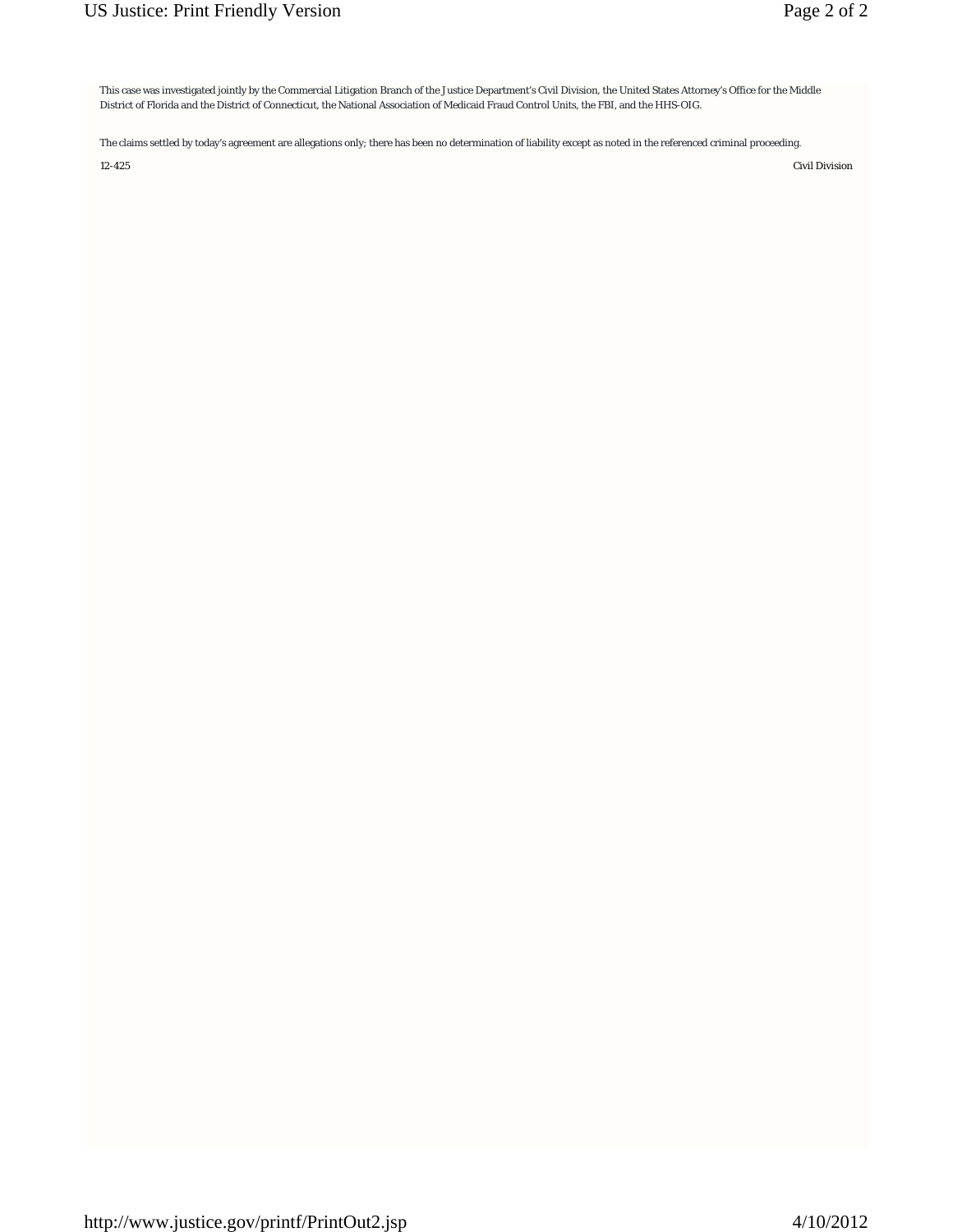This case was investigated jointly by the Commercial Litigation Branch of the Justice Department's Civil Division, the United States Attorney's Office for the Middle District of Florida and the District of Connecticut, the National Association of Medicaid Fraud Control Units, the FBI, and the HHS-OIG.

The claims settled by today's agreement are allegations only; there has been no determination of liability except as noted in the referenced criminal proceeding.

12-425 Civil Division